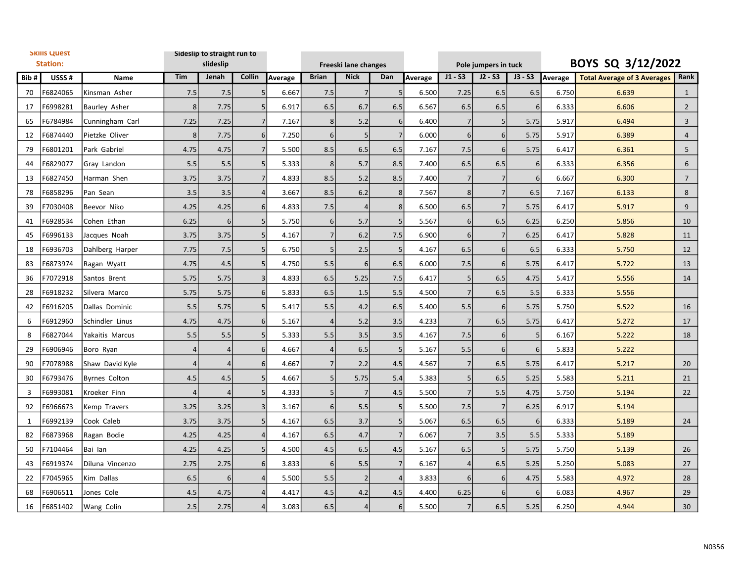# BOYS SQ 3/12/2022

| Skills Quest Station: | | | Sideslip to straight run to slideslip | | | | Freeski lane changes | | | | Pole jumpers in tuck | | | | | |
|---|---|---|---|---|---|---|---|---|---|---|---|---|---|---|---|---|
| Bib # | USSS # | Name | Tim | Jenah | Collin | Average | Brian | Nick | Dan | Average | J1 - S3 | J2 - S3 | J3 - S3 | Average | Total Average of 3 Averages | Rank |
| 70 | F6824065 | Kinsman Asher | 7.5 | 7.5 | 5 | 6.667 | 7.5 | 7 | 5 | 6.500 | 7.25 | 6.5 | 6.5 | 6.750 | 6.639 | 1 |
| 17 | F6998281 | Baurley Asher | 8 | 7.75 | 5 | 6.917 | 6.5 | 6.7 | 6.5 | 6.567 | 6.5 | 6.5 | 6 | 6.333 | 6.606 | 2 |
| 65 | F6784984 | Cunningham Carl | 7.25 | 7.25 | 7 | 7.167 | 8 | 5.2 | 6 | 6.400 | 7 | 5 | 5.75 | 5.917 | 6.494 | 3 |
| 12 | F6874440 | Pietzke Oliver | 8 | 7.75 | 6 | 7.250 | 6 | 5 | 7 | 6.000 | 6 | 6 | 5.75 | 5.917 | 6.389 | 4 |
| 79 | F6801201 | Park Gabriel | 4.75 | 4.75 | 7 | 5.500 | 8.5 | 6.5 | 6.5 | 7.167 | 7.5 | 6 | 5.75 | 6.417 | 6.361 | 5 |
| 44 | F6829077 | Gray Landon | 5.5 | 5.5 | 5 | 5.333 | 8 | 5.7 | 8.5 | 7.400 | 6.5 | 6.5 | 6 | 6.333 | 6.356 | 6 |
| 13 | F6827450 | Harman Shen | 3.75 | 3.75 | 7 | 4.833 | 8.5 | 5.2 | 8.5 | 7.400 | 7 | 7 | 6 | 6.667 | 6.300 | 7 |
| 78 | F6858296 | Pan Sean | 3.5 | 3.5 | 4 | 3.667 | 8.5 | 6.2 | 8 | 7.567 | 8 | 7 | 6.5 | 7.167 | 6.133 | 8 |
| 39 | F7030408 | Beevor Niko | 4.25 | 4.25 | 6 | 4.833 | 7.5 | 4 | 8 | 6.500 | 6.5 | 7 | 5.75 | 6.417 | 5.917 | 9 |
| 41 | F6928534 | Cohen Ethan | 6.25 | 6 | 5 | 5.750 | 6 | 5.7 | 5 | 5.567 | 6 | 6.5 | 6.25 | 6.250 | 5.856 | 10 |
| 45 | F6996133 | Jacques Noah | 3.75 | 3.75 | 5 | 4.167 | 7 | 6.2 | 7.5 | 6.900 | 6 | 7 | 6.25 | 6.417 | 5.828 | 11 |
| 18 | F6936703 | Dahlberg Harper | 7.75 | 7.5 | 5 | 6.750 | 5 | 2.5 | 5 | 4.167 | 6.5 | 6 | 6.5 | 6.333 | 5.750 | 12 |
| 83 | F6873974 | Ragan Wyatt | 4.75 | 4.5 | 5 | 4.750 | 5.5 | 6 | 6.5 | 6.000 | 7.5 | 6 | 5.75 | 6.417 | 5.722 | 13 |
| 36 | F7072918 | Santos Brent | 5.75 | 5.75 | 3 | 4.833 | 6.5 | 5.25 | 7.5 | 6.417 | 5 | 6.5 | 4.75 | 5.417 | 5.556 | 14 |
| 28 | F6918232 | Silvera Marco | 5.75 | 5.75 | 6 | 5.833 | 6.5 | 1.5 | 5.5 | 4.500 | 7 | 6.5 | 5.5 | 6.333 | 5.556 | |
| 42 | F6916205 | Dallas Dominic | 5.5 | 5.75 | 5 | 5.417 | 5.5 | 4.2 | 6.5 | 5.400 | 5.5 | 6 | 5.75 | 5.750 | 5.522 | 16 |
| 6 | F6912960 | Schindler Linus | 4.75 | 4.75 | 6 | 5.167 | 4 | 5.2 | 3.5 | 4.233 | 7 | 6.5 | 5.75 | 6.417 | 5.272 | 17 |
| 8 | F6827044 | Yakaitis Marcus | 5.5 | 5.5 | 5 | 5.333 | 5.5 | 3.5 | 3.5 | 4.167 | 7.5 | 6 | 5 | 6.167 | 5.222 | 18 |
| 29 | F6906946 | Boro Ryan | 4 | 4 | 6 | 4.667 | 4 | 6.5 | 5 | 5.167 | 5.5 | 6 | 6 | 5.833 | 5.222 | |
| 90 | F7078988 | Shaw David Kyle | 4 | 4 | 6 | 4.667 | 7 | 2.2 | 4.5 | 4.567 | 7 | 6.5 | 5.75 | 6.417 | 5.217 | 20 |
| 30 | F6793476 | Byrnes Colton | 4.5 | 4.5 | 5 | 4.667 | 5 | 5.75 | 5.4 | 5.383 | 5 | 6.5 | 5.25 | 5.583 | 5.211 | 21 |
| 3 | F6993081 | Kroeker Finn | 4 | 4 | 5 | 4.333 | 5 | 7 | 4.5 | 5.500 | 7 | 5.5 | 4.75 | 5.750 | 5.194 | 22 |
| 92 | F6966673 | Kemp Travers | 3.25 | 3.25 | 3 | 3.167 | 6 | 5.5 | 5 | 5.500 | 7.5 | 7 | 6.25 | 6.917 | 5.194 | |
| 1 | F6992139 | Cook Caleb | 3.75 | 3.75 | 5 | 4.167 | 6.5 | 3.7 | 5 | 5.067 | 6.5 | 6.5 | 6 | 6.333 | 5.189 | 24 |
| 82 | F6873968 | Ragan Bodie | 4.25 | 4.25 | 4 | 4.167 | 6.5 | 4.7 | 7 | 6.067 | 7 | 3.5 | 5.5 | 5.333 | 5.189 | |
| 50 | F7104464 | Bai Ian | 4.25 | 4.25 | 5 | 4.500 | 4.5 | 6.5 | 4.5 | 5.167 | 6.5 | 5 | 5.75 | 5.750 | 5.139 | 26 |
| 43 | F6919374 | Diluna Vincenzo | 2.75 | 2.75 | 6 | 3.833 | 6 | 5.5 | 7 | 6.167 | 4 | 6.5 | 5.25 | 5.250 | 5.083 | 27 |
| 22 | F7045965 | Kim Dallas | 6.5 | 6 | 4 | 5.500 | 5.5 | 2 | 4 | 3.833 | 6 | 6 | 4.75 | 5.583 | 4.972 | 28 |
| 68 | F6906511 | Jones Cole | 4.5 | 4.75 | 4 | 4.417 | 4.5 | 4.2 | 4.5 | 4.400 | 6.25 | 6 | 6 | 6.083 | 4.967 | 29 |
| 16 | F6851402 | Wang Colin | 2.5 | 2.75 | 4 | 3.083 | 6.5 | 4 | 6 | 5.500 | 7 | 6.5 | 5.25 | 6.250 | 4.944 | 30 |

N0356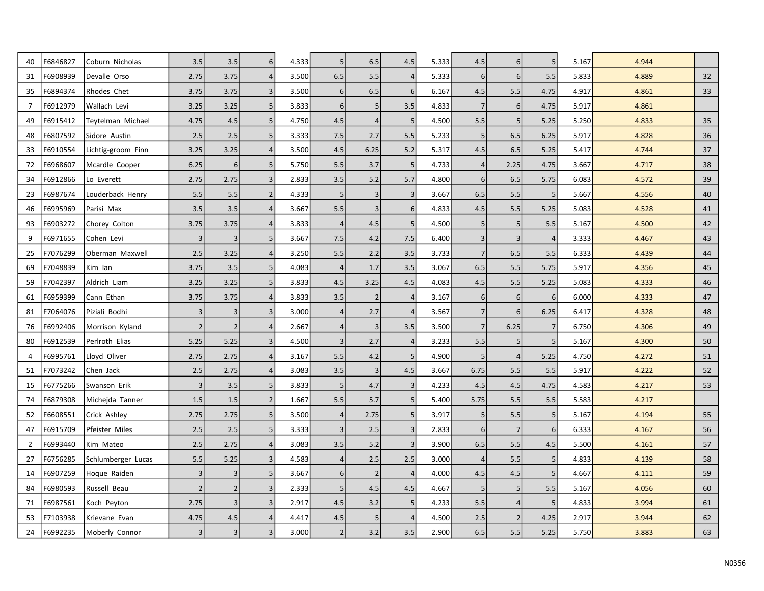| | | | | | | | | | | | | | | | | |
|---|---|---|---|---|---|---|---|---|---|---|---|---|---|---|---|---|
| 40 | F6846827 | Coburn Nicholas | 3.5 | 3.5 | 6 | 4.333 | 5 | 6.5 | 4.5 | 5.333 | 4.5 | 6 | 5 | 5.167 | 4.944 | |
| 31 | F6908939 | Devalle Orso | 2.75 | 3.75 | 4 | 3.500 | 6.5 | 5.5 | 4 | 5.333 | 6 | 6 | 5.5 | 5.833 | 4.889 | 32 |
| 35 | F6894374 | Rhodes Chet | 3.75 | 3.75 | 3 | 3.500 | 6 | 6.5 | 6 | 6.167 | 4.5 | 5.5 | 4.75 | 4.917 | 4.861 | 33 |
| 7 | F6912979 | Wallach Levi | 3.25 | 3.25 | 5 | 3.833 | 6 | 5 | 3.5 | 4.833 | 7 | 6 | 4.75 | 5.917 | 4.861 | |
| 49 | F6915412 | Teytelman Michael | 4.75 | 4.5 | 5 | 4.750 | 4.5 | 4 | 5 | 4.500 | 5.5 | 5 | 5.25 | 5.250 | 4.833 | 35 |
| 48 | F6807592 | Sidore Austin | 2.5 | 2.5 | 5 | 3.333 | 7.5 | 2.7 | 5.5 | 5.233 | 5 | 6.5 | 6.25 | 5.917 | 4.828 | 36 |
| 33 | F6910554 | Lichtig-groom Finn | 3.25 | 3.25 | 4 | 3.500 | 4.5 | 6.25 | 5.2 | 5.317 | 4.5 | 6.5 | 5.25 | 5.417 | 4.744 | 37 |
| 72 | F6968607 | Mcardle Cooper | 6.25 | 6 | 5 | 5.750 | 5.5 | 3.7 | 5 | 4.733 | 4 | 2.25 | 4.75 | 3.667 | 4.717 | 38 |
| 34 | F6912866 | Lo Everett | 2.75 | 2.75 | 3 | 2.833 | 3.5 | 5.2 | 5.7 | 4.800 | 6 | 6.5 | 5.75 | 6.083 | 4.572 | 39 |
| 23 | F6987674 | Louderback Henry | 5.5 | 5.5 | 2 | 4.333 | 5 | 3 | 3 | 3.667 | 6.5 | 5.5 | 5 | 5.667 | 4.556 | 40 |
| 46 | F6995969 | Parisi Max | 3.5 | 3.5 | 4 | 3.667 | 5.5 | 3 | 6 | 4.833 | 4.5 | 5.5 | 5.25 | 5.083 | 4.528 | 41 |
| 93 | F6903272 | Chorey Colton | 3.75 | 3.75 | 4 | 3.833 | 4 | 4.5 | 5 | 4.500 | 5 | 5 | 5.5 | 5.167 | 4.500 | 42 |
| 9 | F6971655 | Cohen Levi | 3 | 3 | 5 | 3.667 | 7.5 | 4.2 | 7.5 | 6.400 | 3 | 3 | 4 | 3.333 | 4.467 | 43 |
| 25 | F7076299 | Oberman Maxwell | 2.5 | 3.25 | 4 | 3.250 | 5.5 | 2.2 | 3.5 | 3.733 | 7 | 6.5 | 5.5 | 6.333 | 4.439 | 44 |
| 69 | F7048839 | Kim Ian | 3.75 | 3.5 | 5 | 4.083 | 4 | 1.7 | 3.5 | 3.067 | 6.5 | 5.5 | 5.75 | 5.917 | 4.356 | 45 |
| 59 | F7042397 | Aldrich Liam | 3.25 | 3.25 | 5 | 3.833 | 4.5 | 3.25 | 4.5 | 4.083 | 4.5 | 5.5 | 5.25 | 5.083 | 4.333 | 46 |
| 61 | F6959399 | Cann Ethan | 3.75 | 3.75 | 4 | 3.833 | 3.5 | 2 | 4 | 3.167 | 6 | 6 | 6 | 6.000 | 4.333 | 47 |
| 81 | F7064076 | Piziali Bodhi | 3 | 3 | 3 | 3.000 | 4 | 2.7 | 4 | 3.567 | 7 | 6 | 6.25 | 6.417 | 4.328 | 48 |
| 76 | F6992406 | Morrison Kyland | 2 | 2 | 4 | 2.667 | 4 | 3 | 3.5 | 3.500 | 7 | 6.25 | 7 | 6.750 | 4.306 | 49 |
| 80 | F6912539 | Perlroth Elias | 5.25 | 5.25 | 3 | 4.500 | 3 | 2.7 | 4 | 3.233 | 5.5 | 5 | 5 | 5.167 | 4.300 | 50 |
| 4 | F6995761 | Lloyd Oliver | 2.75 | 2.75 | 4 | 3.167 | 5.5 | 4.2 | 5 | 4.900 | 5 | 4 | 5.25 | 4.750 | 4.272 | 51 |
| 51 | F7073242 | Chen Jack | 2.5 | 2.75 | 4 | 3.083 | 3.5 | 3 | 4.5 | 3.667 | 6.75 | 5.5 | 5.5 | 5.917 | 4.222 | 52 |
| 15 | F6775266 | Swanson Erik | 3 | 3.5 | 5 | 3.833 | 5 | 4.7 | 3 | 4.233 | 4.5 | 4.5 | 4.75 | 4.583 | 4.217 | 53 |
| 74 | F6879308 | Michejda Tanner | 1.5 | 1.5 | 2 | 1.667 | 5.5 | 5.7 | 5 | 5.400 | 5.75 | 5.5 | 5.5 | 5.583 | 4.217 | |
| 52 | F6608551 | Crick Ashley | 2.75 | 2.75 | 5 | 3.500 | 4 | 2.75 | 5 | 3.917 | 5 | 5.5 | 5 | 5.167 | 4.194 | 55 |
| 47 | F6915709 | Pfeister Miles | 2.5 | 2.5 | 5 | 3.333 | 3 | 2.5 | 3 | 2.833 | 6 | 7 | 6 | 6.333 | 4.167 | 56 |
| 2 | F6993440 | Kim Mateo | 2.5 | 2.75 | 4 | 3.083 | 3.5 | 5.2 | 3 | 3.900 | 6.5 | 5.5 | 4.5 | 5.500 | 4.161 | 57 |
| 27 | F6756285 | Schlumberger Lucas | 5.5 | 5.25 | 3 | 4.583 | 4 | 2.5 | 2.5 | 3.000 | 4 | 5.5 | 5 | 4.833 | 4.139 | 58 |
| 14 | F6907259 | Hoque Raiden | 3 | 3 | 5 | 3.667 | 6 | 2 | 4 | 4.000 | 4.5 | 4.5 | 5 | 4.667 | 4.111 | 59 |
| 84 | F6980593 | Russell Beau | 2 | 2 | 3 | 2.333 | 5 | 4.5 | 4.5 | 4.667 | 5 | 5 | 5.5 | 5.167 | 4.056 | 60 |
| 71 | F6987561 | Koch Peyton | 2.75 | 3 | 3 | 2.917 | 4.5 | 3.2 | 5 | 4.233 | 5.5 | 4 | 5 | 4.833 | 3.994 | 61 |
| 53 | F7103938 | Krievane Evan | 4.75 | 4.5 | 4 | 4.417 | 4.5 | 5 | 4 | 4.500 | 2.5 | 2 | 4.25 | 2.917 | 3.944 | 62 |
| 24 | F6992235 | Moberly Connor | 3 | 3 | 3 | 3.000 | 2 | 3.2 | 3.5 | 2.900 | 6.5 | 5.5 | 5.25 | 5.750 | 3.883 | 63 |

N0356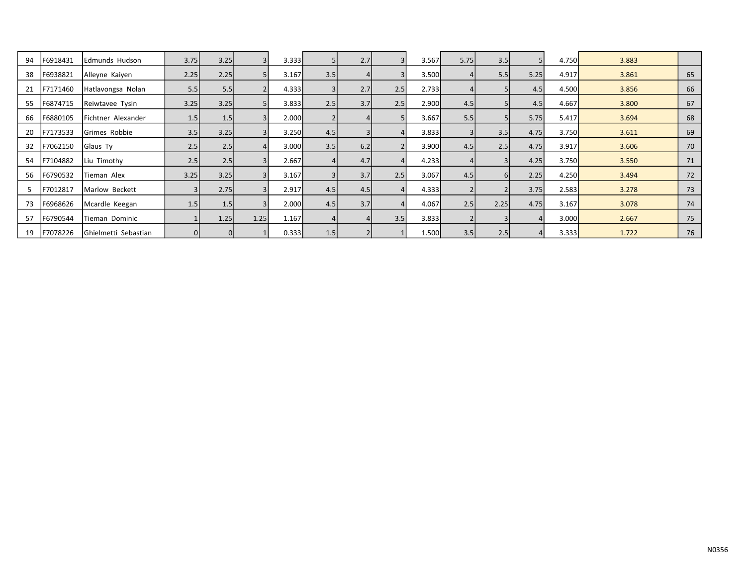| | | | | | | | | | | | | | | | | |
|---|---|---|---|---|---|---|---|---|---|---|---|---|---|---|---|---|
| 94 | F6918431 | Edmunds Hudson | 3.75 | 3.25 | 3 | 3.333 | 5 | 2.7 | 3 | 3.567 | 5.75 | 3.5 | 5 | 4.750 | 3.883 | |
| 38 | F6938821 | Alleyne Kaiyen | 2.25 | 2.25 | 5 | 3.167 | 3.5 | 4 | 3 | 3.500 | 4 | 5.5 | 5.25 | 4.917 | 3.861 | 65 |
| 21 | F7171460 | Hatlavongsa Nolan | 5.5 | 5.5 | 2 | 4.333 | 3 | 2.7 | 2.5 | 2.733 | 4 | 5 | 4.5 | 4.500 | 3.856 | 66 |
| 55 | F6874715 | Reiwtavee Tysin | 3.25 | 3.25 | 5 | 3.833 | 2.5 | 3.7 | 2.5 | 2.900 | 4.5 | 5 | 4.5 | 4.667 | 3.800 | 67 |
| 66 | F6880105 | Fichtner Alexander | 1.5 | 1.5 | 3 | 2.000 | 2 | 4 | 5 | 3.667 | 5.5 | 5 | 5.75 | 5.417 | 3.694 | 68 |
| 20 | F7173533 | Grimes Robbie | 3.5 | 3.25 | 3 | 3.250 | 4.5 | 3 | 4 | 3.833 | 3 | 3.5 | 4.75 | 3.750 | 3.611 | 69 |
| 32 | F7062150 | Glaus Ty | 2.5 | 2.5 | 4 | 3.000 | 3.5 | 6.2 | 2 | 3.900 | 4.5 | 2.5 | 4.75 | 3.917 | 3.606 | 70 |
| 54 | F7104882 | Liu Timothy | 2.5 | 2.5 | 3 | 2.667 | 4 | 4.7 | 4 | 4.233 | 4 | 3 | 4.25 | 3.750 | 3.550 | 71 |
| 56 | F6790532 | Tieman Alex | 3.25 | 3.25 | 3 | 3.167 | 3 | 3.7 | 2.5 | 3.067 | 4.5 | 6 | 2.25 | 4.250 | 3.494 | 72 |
| 5 | F7012817 | Marlow Beckett | 3 | 2.75 | 3 | 2.917 | 4.5 | 4.5 | 4 | 4.333 | 2 | 2 | 3.75 | 2.583 | 3.278 | 73 |
| 73 | F6968626 | Mcardle Keegan | 1.5 | 1.5 | 3 | 2.000 | 4.5 | 3.7 | 4 | 4.067 | 2.5 | 2.25 | 4.75 | 3.167 | 3.078 | 74 |
| 57 | F6790544 | Tieman Dominic | 1 | 1.25 | 1.25 | 1.167 | 4 | 4 | 3.5 | 3.833 | 2 | 3 | 4 | 3.000 | 2.667 | 75 |
| 19 | F7078226 | Ghielmetti Sebastian | 0 | 0 | 1 | 0.333 | 1.5 | 2 | 1 | 1.500 | 3.5 | 2.5 | 4 | 3.333 | 1.722 | 76 |

N0356